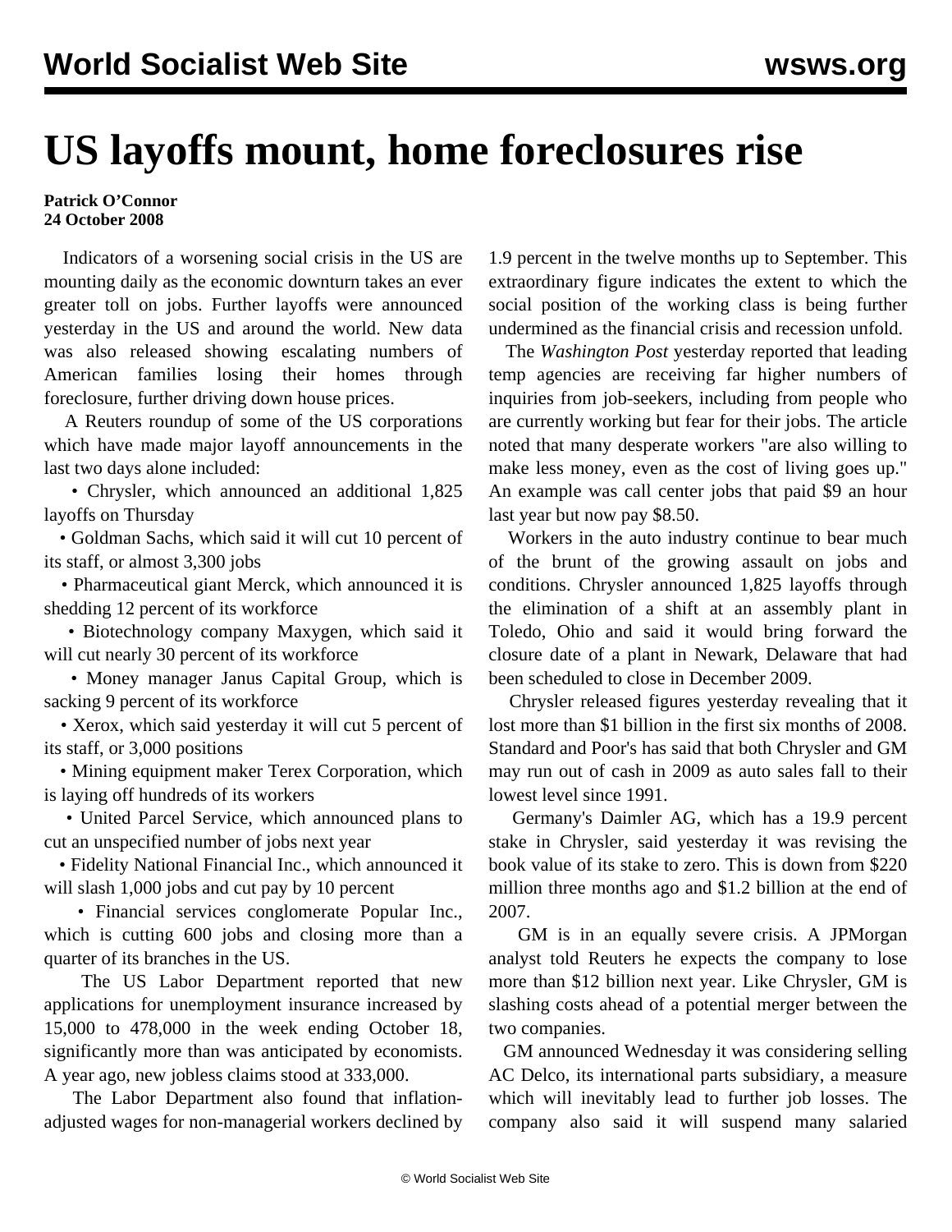# US layoffs mount, home foreclosures rise

**Patrick O'Connor**
**24 October 2008**

Indicators of a worsening social crisis in the US are mounting daily as the economic downturn takes an ever greater toll on jobs. Further layoffs were announced yesterday in the US and around the world. New data was also released showing escalating numbers of American families losing their homes through foreclosure, further driving down house prices.

A Reuters roundup of some of the US corporations which have made major layoff announcements in the last two days alone included:

- Chrysler, which announced an additional 1,825 layoffs on Thursday
- Goldman Sachs, which said it will cut 10 percent of its staff, or almost 3,300 jobs
- Pharmaceutical giant Merck, which announced it is shedding 12 percent of its workforce
- Biotechnology company Maxygen, which said it will cut nearly 30 percent of its workforce
- Money manager Janus Capital Group, which is sacking 9 percent of its workforce
- Xerox, which said yesterday it will cut 5 percent of its staff, or 3,000 positions
- Mining equipment maker Terex Corporation, which is laying off hundreds of its workers
- United Parcel Service, which announced plans to cut an unspecified number of jobs next year
- Fidelity National Financial Inc., which announced it will slash 1,000 jobs and cut pay by 10 percent
- Financial services conglomerate Popular Inc., which is cutting 600 jobs and closing more than a quarter of its branches in the US.

The US Labor Department reported that new applications for unemployment insurance increased by 15,000 to 478,000 in the week ending October 18, significantly more than was anticipated by economists. A year ago, new jobless claims stood at 333,000.

The Labor Department also found that inflation-adjusted wages for non-managerial workers declined by 1.9 percent in the twelve months up to September. This extraordinary figure indicates the extent to which the social position of the working class is being further undermined as the financial crisis and recession unfold.

The *Washington Post* yesterday reported that leading temp agencies are receiving far higher numbers of inquiries from job-seekers, including from people who are currently working but fear for their jobs. The article noted that many desperate workers "are also willing to make less money, even as the cost of living goes up." An example was call center jobs that paid $9 an hour last year but now pay $8.50.

Workers in the auto industry continue to bear much of the brunt of the growing assault on jobs and conditions. Chrysler announced 1,825 layoffs through the elimination of a shift at an assembly plant in Toledo, Ohio and said it would bring forward the closure date of a plant in Newark, Delaware that had been scheduled to close in December 2009.

Chrysler released figures yesterday revealing that it lost more than $1 billion in the first six months of 2008. Standard and Poor's has said that both Chrysler and GM may run out of cash in 2009 as auto sales fall to their lowest level since 1991.

Germany's Daimler AG, which has a 19.9 percent stake in Chrysler, said yesterday it was revising the book value of its stake to zero. This is down from $220 million three months ago and $1.2 billion at the end of 2007.

GM is in an equally severe crisis. A JPMorgan analyst told Reuters he expects the company to lose more than $12 billion next year. Like Chrysler, GM is slashing costs ahead of a potential merger between the two companies.

GM announced Wednesday it was considering selling AC Delco, its international parts subsidiary, a measure which will inevitably lead to further job losses. The company also said it will suspend many salaried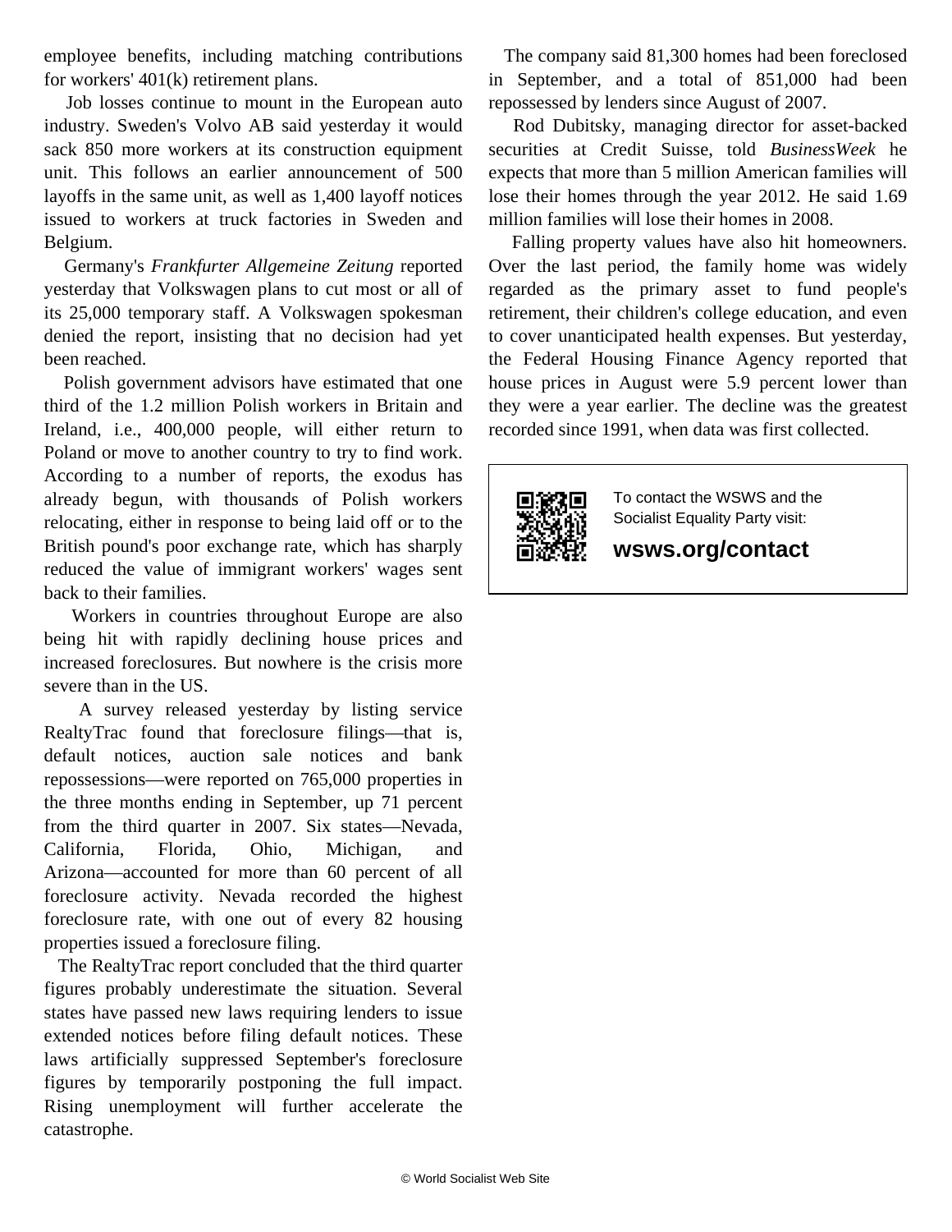employee benefits, including matching contributions for workers' 401(k) retirement plans.

Job losses continue to mount in the European auto industry. Sweden's Volvo AB said yesterday it would sack 850 more workers at its construction equipment unit. This follows an earlier announcement of 500 layoffs in the same unit, as well as 1,400 layoff notices issued to workers at truck factories in Sweden and Belgium.

Germany's *Frankfurter Allgemeine Zeitung* reported yesterday that Volkswagen plans to cut most or all of its 25,000 temporary staff. A Volkswagen spokesman denied the report, insisting that no decision had yet been reached.

Polish government advisors have estimated that one third of the 1.2 million Polish workers in Britain and Ireland, i.e., 400,000 people, will either return to Poland or move to another country to try to find work. According to a number of reports, the exodus has already begun, with thousands of Polish workers relocating, either in response to being laid off or to the British pound's poor exchange rate, which has sharply reduced the value of immigrant workers' wages sent back to their families.

Workers in countries throughout Europe are also being hit with rapidly declining house prices and increased foreclosures. But nowhere is the crisis more severe than in the US.

A survey released yesterday by listing service RealtyTrac found that foreclosure filings—that is, default notices, auction sale notices and bank repossessions—were reported on 765,000 properties in the three months ending in September, up 71 percent from the third quarter in 2007. Six states—Nevada, California, Florida, Ohio, Michigan, and Arizona—accounted for more than 60 percent of all foreclosure activity. Nevada recorded the highest foreclosure rate, with one out of every 82 housing properties issued a foreclosure filing.

The RealtyTrac report concluded that the third quarter figures probably underestimate the situation. Several states have passed new laws requiring lenders to issue extended notices before filing default notices. These laws artificially suppressed September's foreclosure figures by temporarily postponing the full impact. Rising unemployment will further accelerate the catastrophe.

The company said 81,300 homes had been foreclosed in September, and a total of 851,000 had been repossessed by lenders since August of 2007.

Rod Dubitsky, managing director for asset-backed securities at Credit Suisse, told *BusinessWeek* he expects that more than 5 million American families will lose their homes through the year 2012. He said 1.69 million families will lose their homes in 2008.

Falling property values have also hit homeowners. Over the last period, the family home was widely regarded as the primary asset to fund people's retirement, their children's college education, and even to cover unanticipated health expenses. But yesterday, the Federal Housing Finance Agency reported that house prices in August were 5.9 percent lower than they were a year earlier. The decline was the greatest recorded since 1991, when data was first collected.

To contact the WSWS and the Socialist Equality Party visit:

**wsws.org/contact**